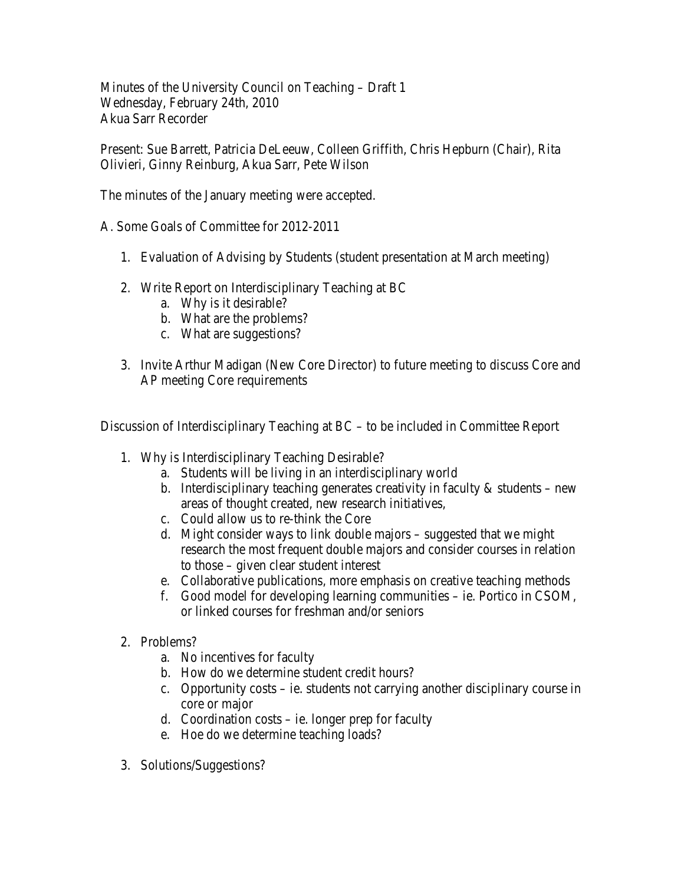Minutes of the University Council on Teaching – Draft 1
Wednesday, February 24th, 2010
Akua Sarr Recorder

Present: Sue Barrett, Patricia DeLeeuw, Colleen Griffith, Chris Hepburn (Chair), Rita Olivieri, Ginny Reinburg, Akua Sarr, Pete Wilson

The minutes of the January meeting were accepted.

A. Some Goals of Committee for 2012-2011

1. Evaluation of Advising by Students (student presentation at March meeting)

2. Write Report on Interdisciplinary Teaching at BC
   a. Why is it desirable?
   b. What are the problems?
   c. What are suggestions?

3. Invite Arthur Madigan (New Core Director) to future meeting to discuss Core and AP meeting Core requirements

Discussion of Interdisciplinary Teaching at BC – to be included in Committee Report

1. Why is Interdisciplinary Teaching Desirable?
   a. Students will be living in an interdisciplinary world
   b. Interdisciplinary teaching generates creativity in faculty & students – new areas of thought created, new research initiatives,
   c. Could allow us to re-think the Core
   d. Might consider ways to link double majors – suggested that we might research the most frequent double majors and consider courses in relation to those – given clear student interest
   e. Collaborative publications, more emphasis on creative teaching methods
   f. Good model for developing learning communities – ie. Portico in CSOM, or linked courses for freshman and/or seniors

2. Problems?
   a. No incentives for faculty
   b. How do we determine student credit hours?
   c. Opportunity costs – ie. students not carrying another disciplinary course in core or major
   d. Coordination costs – ie. longer prep for faculty
   e. Hoe do we determine teaching loads?

3. Solutions/Suggestions?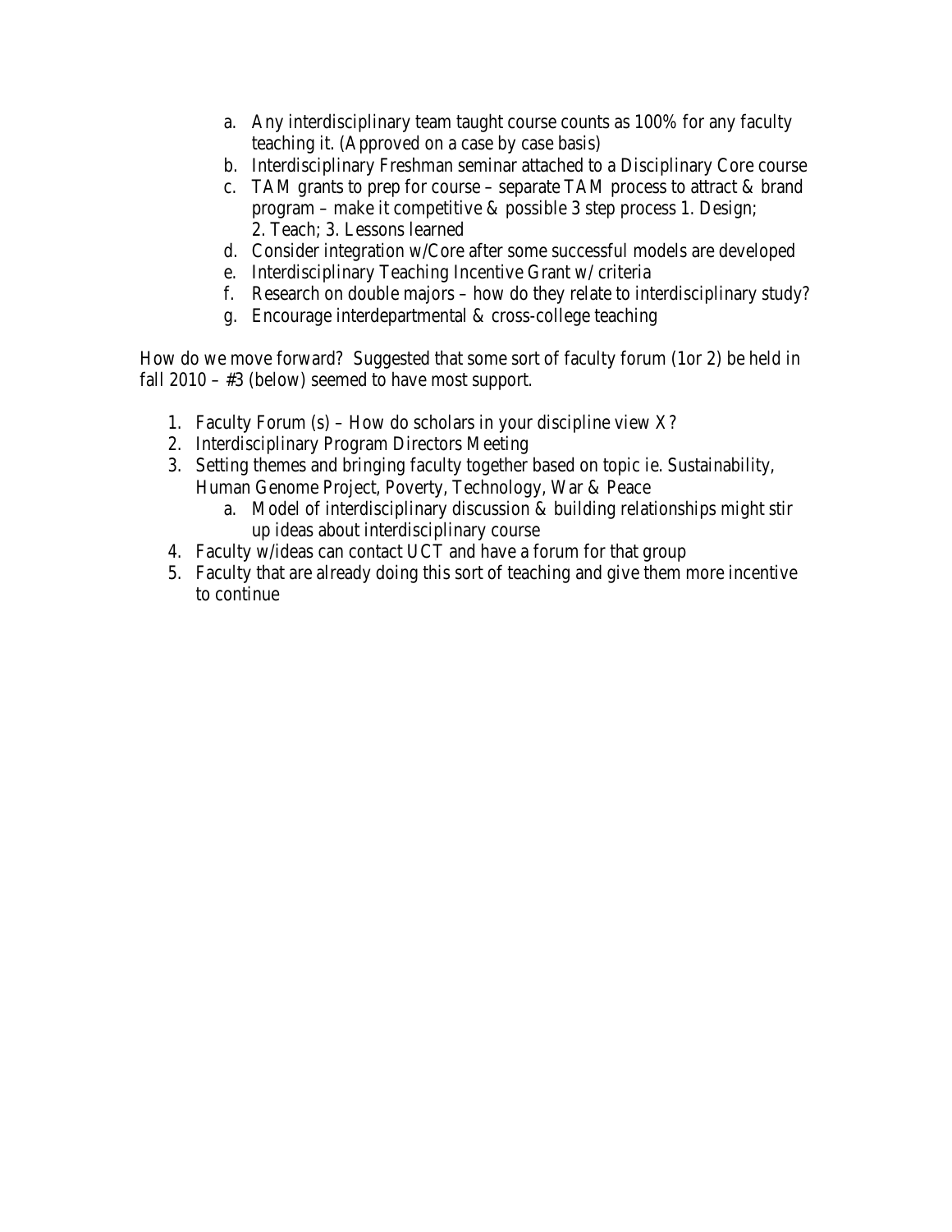a. Any interdisciplinary team taught course counts as 100% for any faculty teaching it. (Approved on a case by case basis)
b. Interdisciplinary Freshman seminar attached to a Disciplinary Core course
c. TAM grants to prep for course – separate TAM process to attract & brand program – make it competitive & possible 3 step process 1. Design; 2. Teach; 3. Lessons learned
d. Consider integration w/Core after some successful models are developed
e. Interdisciplinary Teaching Incentive Grant w/ criteria
f. Research on double majors – how do they relate to interdisciplinary study?
g. Encourage interdepartmental & cross-college teaching

How do we move forward? Suggested that some sort of faculty forum (1or 2) be held in fall 2010 – #3 (below) seemed to have most support.

1. Faculty Forum (s) – How do scholars in your discipline view X?
2. Interdisciplinary Program Directors Meeting
3. Setting themes and bringing faculty together based on topic ie. Sustainability, Human Genome Project, Poverty, Technology, War & Peace
    a. Model of interdisciplinary discussion & building relationships might stir up ideas about interdisciplinary course
4. Faculty w/ideas can contact UCT and have a forum for that group
5. Faculty that are already doing this sort of teaching and give them more incentive to continue